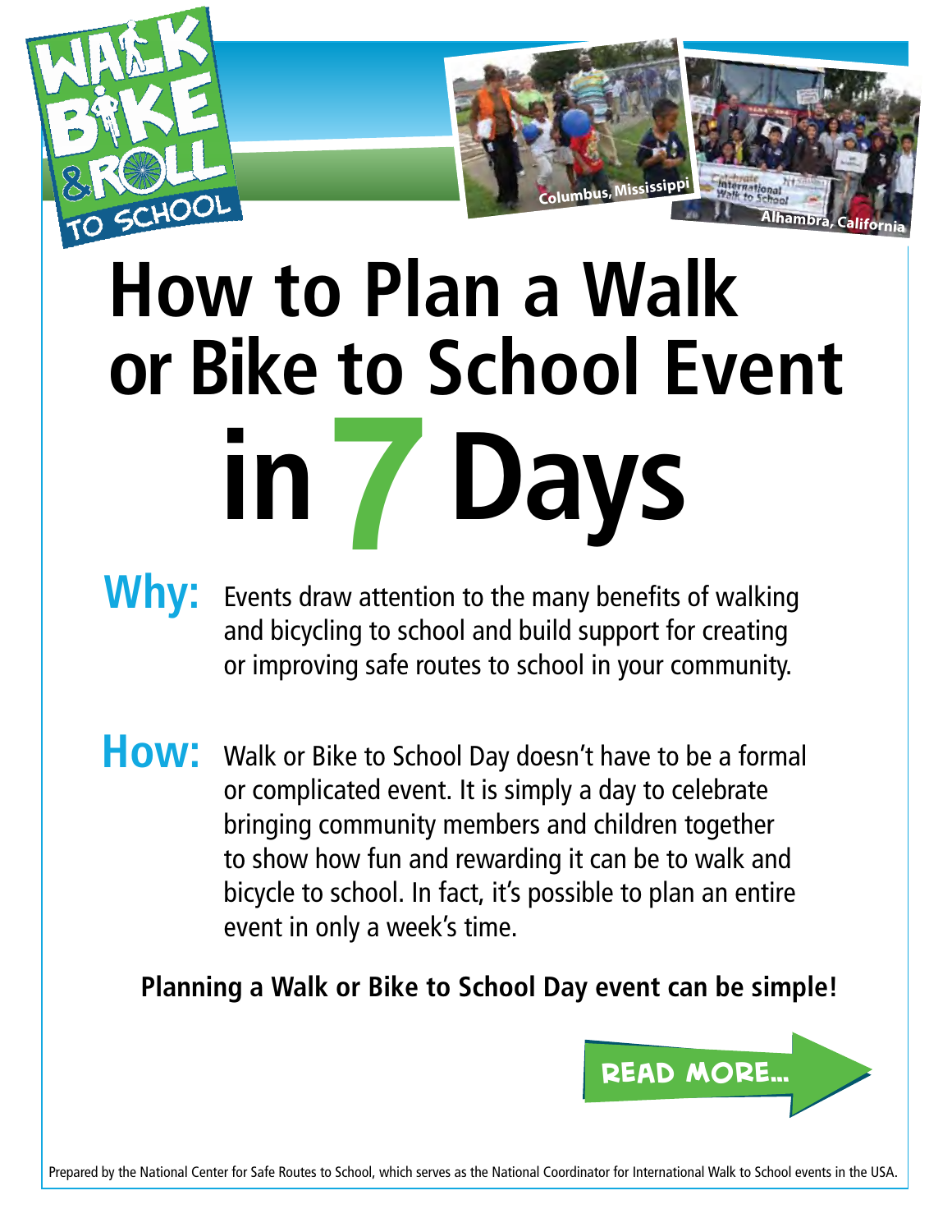# How to Plan a Walk or Bike to School Event in 7 Days

**Why:** Events draw attention to the many benefits of walking and bicycling to school and build support for creating or improving safe routes to school in your community.

**How:** Walk or Bike to School Day doesn't have to be a formal or complicated event. It is simply a day to celebrate bringing community members and children together to show how fun and rewarding it can be to walk and bicycle to school. In fact, it's possible to plan an entire event in only a week's time.

**Planning a Walk or Bike to School Day event can be simple!**

READ MORE...

Prepared by the National Center for Safe Routes to School, which serves as the National Coordinator for International Walk to School events in the USA.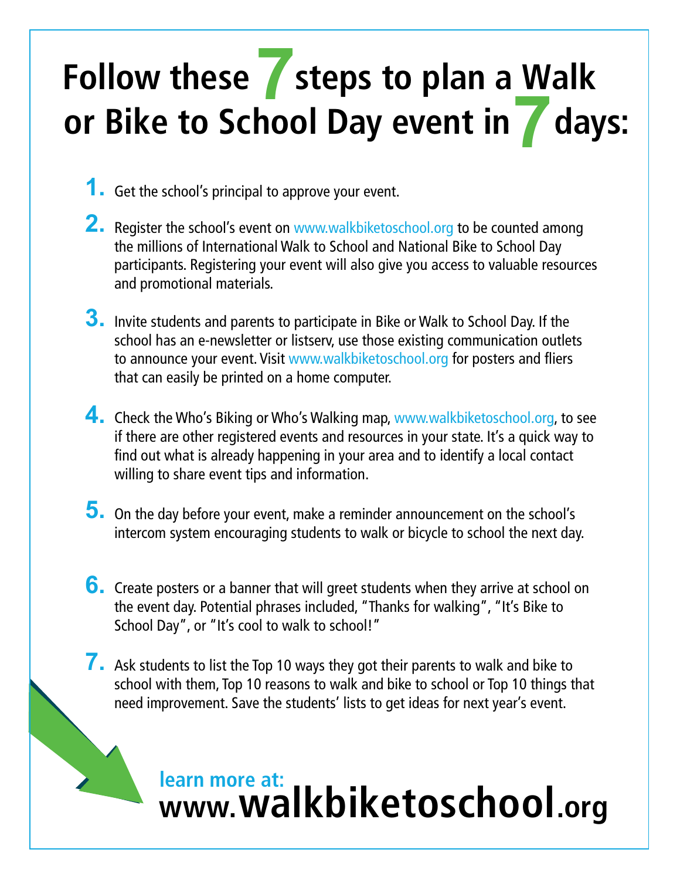# Follow these 7 steps to plan a Walk or Bike to School Day event in 7 days:

1. Get the school's principal to approve your event.

2. Register the school's event on www.walkbiketoschool.org to be counted among the millions of International Walk to School and National Bike to School Day participants. Registering your event will also give you access to valuable resources and promotional materials.

3. Invite students and parents to participate in Bike or Walk to School Day. If the school has an e-newsletter or listserv, use those existing communication outlets to announce your event. Visit www.walkbiketoschool.org for posters and fliers that can easily be printed on a home computer.

4. Check the Who's Biking or Who's Walking map, www.walkbiketoschool.org, to see if there are other registered events and resources in your state. It's a quick way to find out what is already happening in your area and to identify a local contact willing to share event tips and information.

5. On the day before your event, make a reminder announcement on the school's intercom system encouraging students to walk or bicycle to school the next day.

6. Create posters or a banner that will greet students when they arrive at school on the event day. Potential phrases included, "Thanks for walking", "It's Bike to School Day", or "It's cool to walk to school!"

7. Ask students to list the Top 10 ways they got their parents to walk and bike to school with them, Top 10 reasons to walk and bike to school or Top 10 things that need improvement. Save the students' lists to get ideas for next year's event.

**learn more at:**
**www.walkbiketoschool.org**